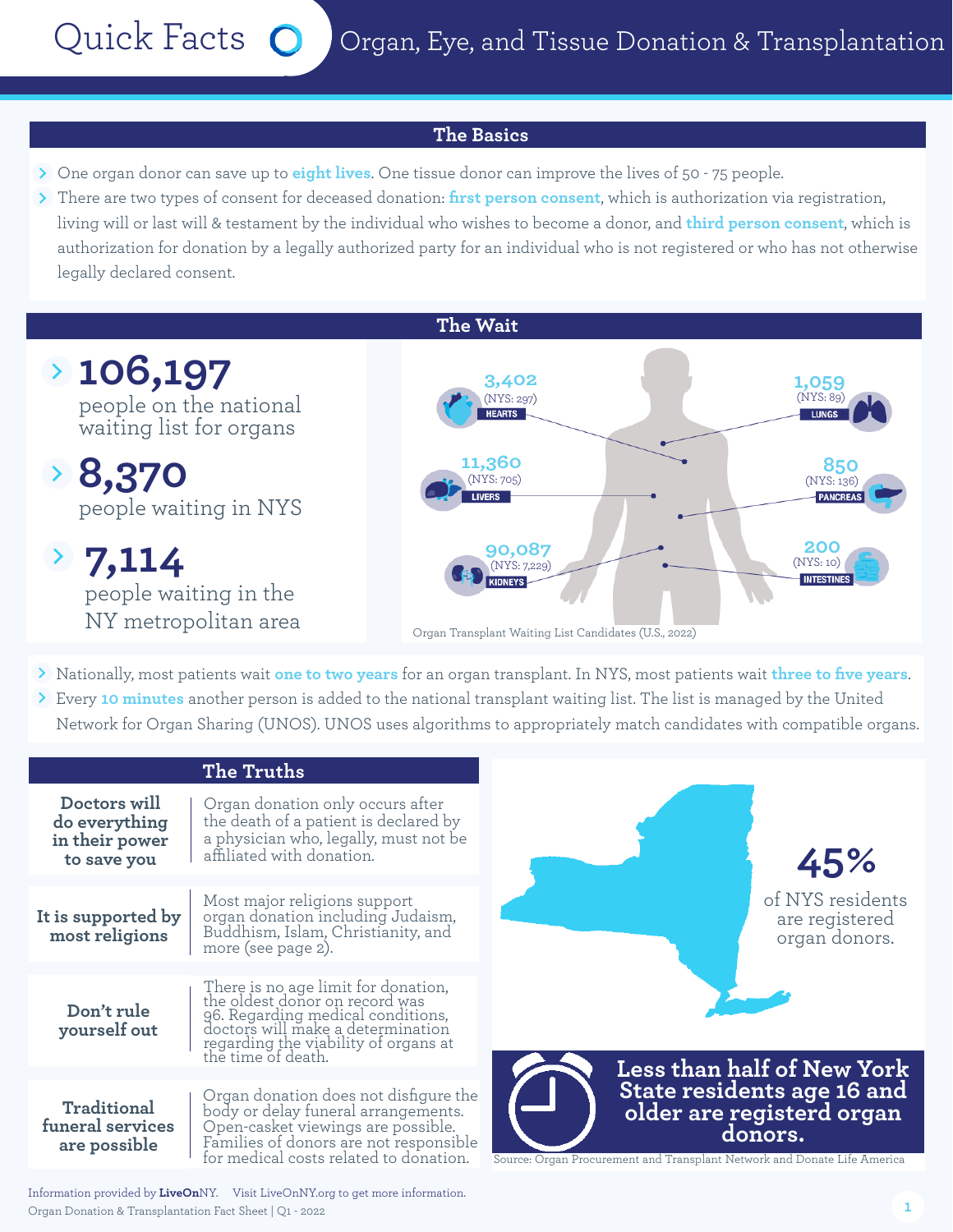# Quick Facts — Organ, Eye, and Tissue Donation & Transplantation

## The Basics

- One organ donor can save up to **eight lives**. One tissue donor can improve the lives of 50 - 75 people.
- There are two types of consent for deceased donation: **first person consent**, which is authorization via registration, living will or last will & testament by the individual who wishes to become a donor, and **third person consent**, which is authorization for donation by a legally authorized party for an individual who is not registered or who has not otherwise legally declared consent.

## The Wait

- **106,197** people on the national waiting list for organs
- **8,370** people waiting in NYS
- **7,114** people waiting in the NY metropolitan area

| Organ | U.S. | NYS |
| --- | --- | --- |
| Hearts | 3,402 | 297 |
| Lungs | 1,059 | 89 |
| Livers | 11,360 | 705 |
| Pancreas | 850 | 136 |
| Kidneys | 90,087 | 7,229 |
| Intestines | 200 | 10 |

Organ Transplant Waiting List Candidates (U.S., 2022)

- Nationally, most patients wait **one to two years** for an organ transplant. In NYS, most patients wait **three to five years**.
- Every **10 minutes** another person is added to the national transplant waiting list. The list is managed by the United Network for Organ Sharing (UNOS). UNOS uses algorithms to appropriately match candidates with compatible organs.

## The Truths

| | |
| --- | --- |
| **Doctors will do everything in their power to save you** | Organ donation only occurs after the death of a patient is declared by a physician who, legally, must not be affiliated with donation. |
| **It is supported by most religions** | Most major religions support organ donation including Judaism, Buddhism, Islam, Christianity, and more (see page 2). |
| **Don't rule yourself out** | There is no age limit for donation, the oldest donor on record was 96. Regarding medical conditions, doctors will make a determination regarding the viability of organs at the time of death. |
| **Traditional funeral services are possible** | Organ donation does not disfigure the body or delay funeral arrangements. Open-casket viewings are possible. Families of donors are not responsible for medical costs related to donation. |

**45%** of NYS residents are registered organ donors.

**Less than half of New York State residents age 16 and older are registerd organ donors.**

Source: Organ Procurement and Transplant Network and Donate Life America

Information provided by **LiveOn**NY. Visit LiveOnNY.org to get more information.

Organ Donation & Transplantation Fact Sheet | Q1 - 2022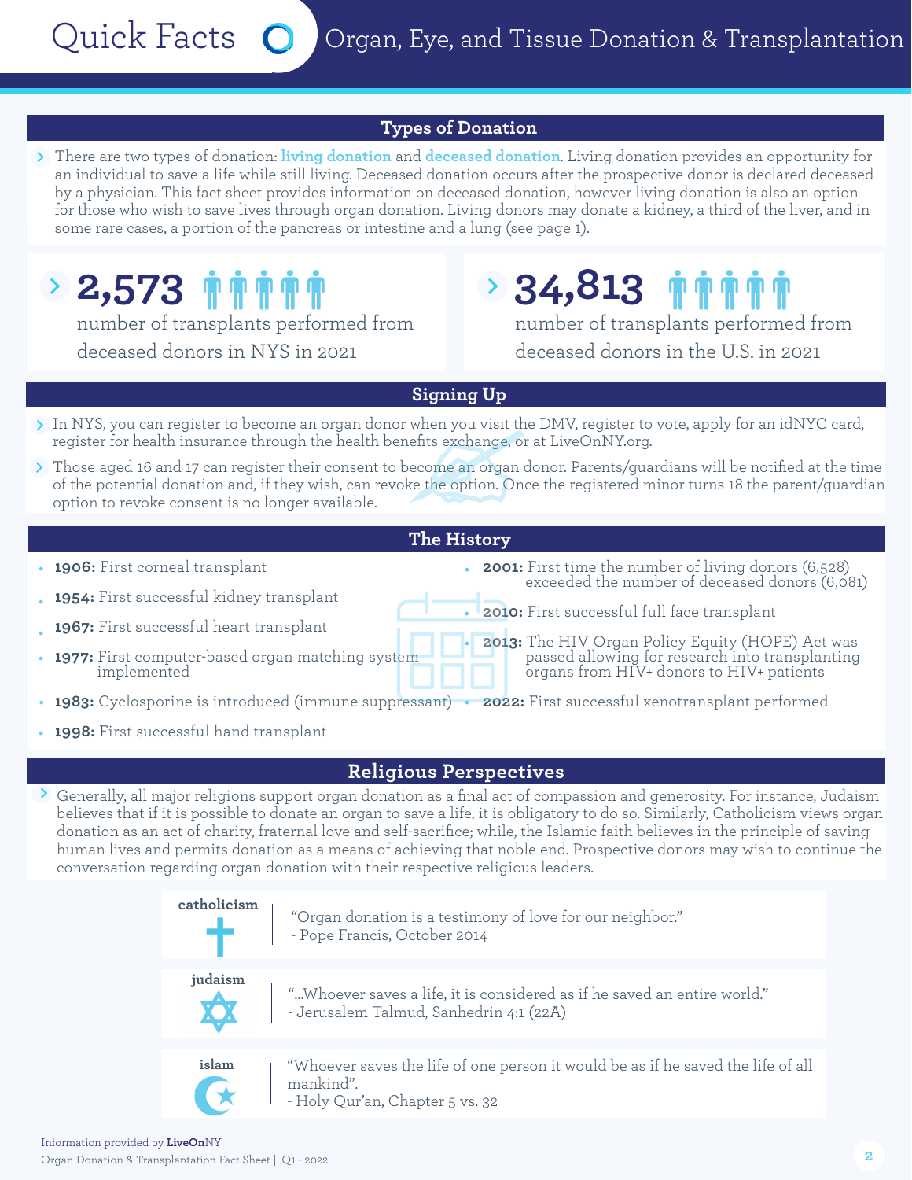# Quick Facts — Organ, Eye, and Tissue Donation & Transplantation

## Types of Donation

- There are two types of donation: **living donation** and **deceased donation**. Living donation provides an opportunity for an individual to save a life while still living. Deceased donation occurs after the prospective donor is declared deceased by a physician. This fact sheet provides information on deceased donation, however living donation is also an option for those who wish to save lives through organ donation. Living donors may donate a kidney, a third of the liver, and in some rare cases, a portion of the pancreas or intestine and a lung (see page 1).

- **2,573** number of transplants performed from deceased donors in NYS in 2021

- **34,813** number of transplants performed from deceased donors in the U.S. in 2021

## Signing Up

- In NYS, you can register to become an organ donor when you visit the DMV, register to vote, apply for an idNYC card, register for health insurance through the health benefits exchange, or at LiveOnNY.org.
- Those aged 16 and 17 can register their consent to become an organ donor. Parents/guardians will be notified at the time of the potential donation and, if they wish, can revoke the option. Once the registered minor turns 18 the parent/guardian option to revoke consent is no longer available.

## The History

- **1906:** First corneal transplant
- **1954:** First successful kidney transplant
- **1967:** First successful heart transplant
- **1977:** First computer-based organ matching system implemented
- **1983:** Cyclosporine is introduced (immune suppressant)
- **1998:** First successful hand transplant
- **2001:** First time the number of living donors (6,528) exceeded the number of deceased donors (6,081)
- **2010:** First successful full face transplant
- **2013:** The HIV Organ Policy Equity (HOPE) Act was passed allowing for research into transplanting organs from HIV+ donors to HIV+ patients
- **2022:** First successful xenotransplant performed

## Religious Perspectives

- Generally, all major religions support organ donation as a final act of compassion and generosity. For instance, Judaism believes that if it is possible to donate an organ to save a life, it is obligatory to do so. Similarly, Catholicism views organ donation as an act of charity, fraternal love and self-sacrifice; while, the Islamic faith believes in the principle of saving human lives and permits donation as a means of achieving that noble end. Prospective donors may wish to continue the conversation regarding organ donation with their respective religious leaders.

**catholicism**

"Organ donation is a testimony of love for our neighbor."
- Pope Francis, October 2014

**judaism**

"...Whoever saves a life, it is considered as if he saved an entire world."
- Jerusalem Talmud, Sanhedrin 4:1 (22A)

**islam**

"Whoever saves the life of one person it would be as if he saved the life of all mankind".
- Holy Qur'an, Chapter 5 vs. 32

Information provided by **LiveOn**NY

Organ Donation & Transplantation Fact Sheet | Q1 - 2022